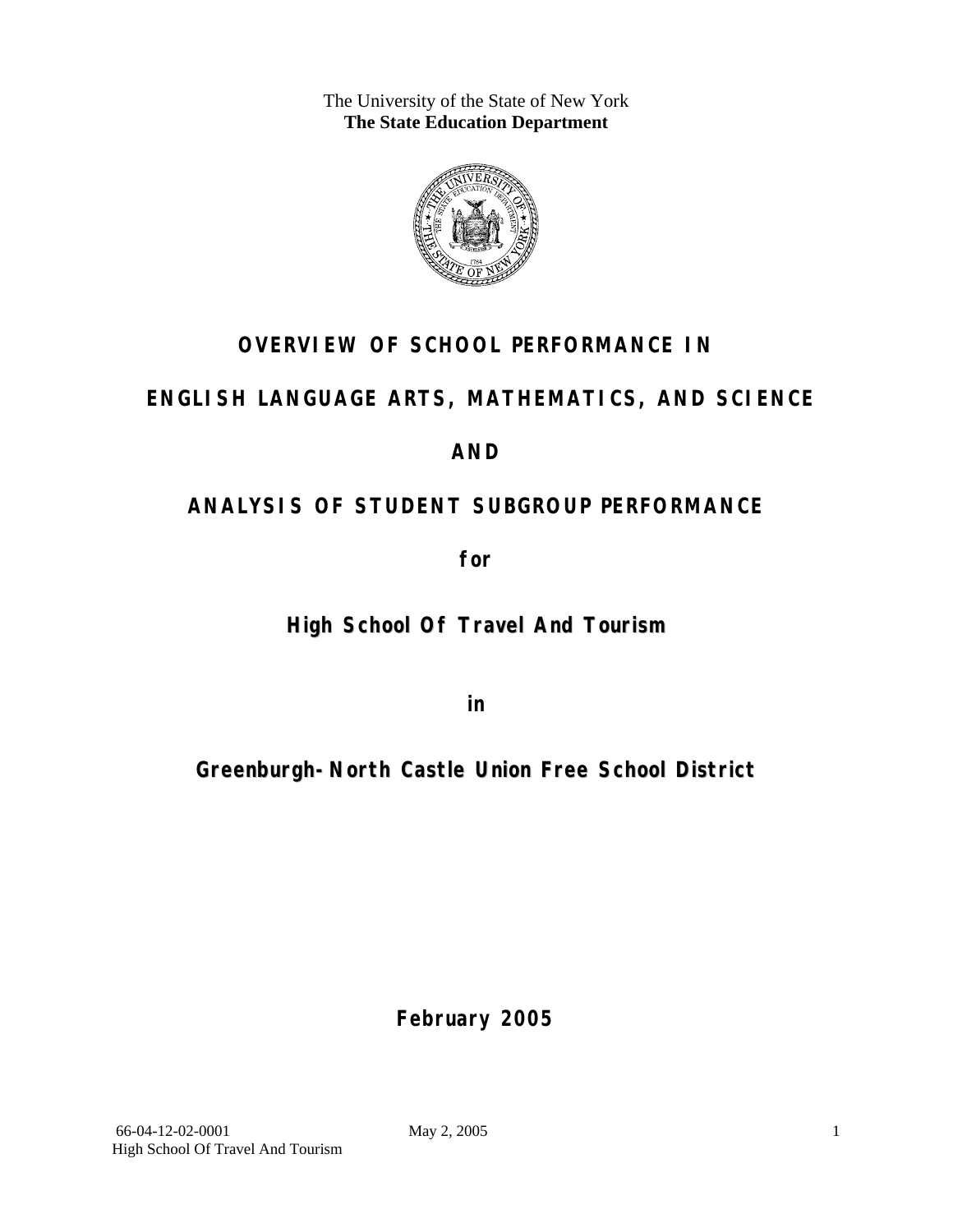The University of the State of New York
**The State Education Department**

# OVERVIEW OF SCHOOL PERFORMANCE IN

# ENGLISH LANGUAGE ARTS, MATHEMATICS, AND SCIENCE

# AND

# ANALYSIS OF STUDENT SUBGROUP PERFORMANCE

**for**

## High School Of Travel And Tourism

**in**

## Greenburgh-North Castle Union Free School District

**February 2005**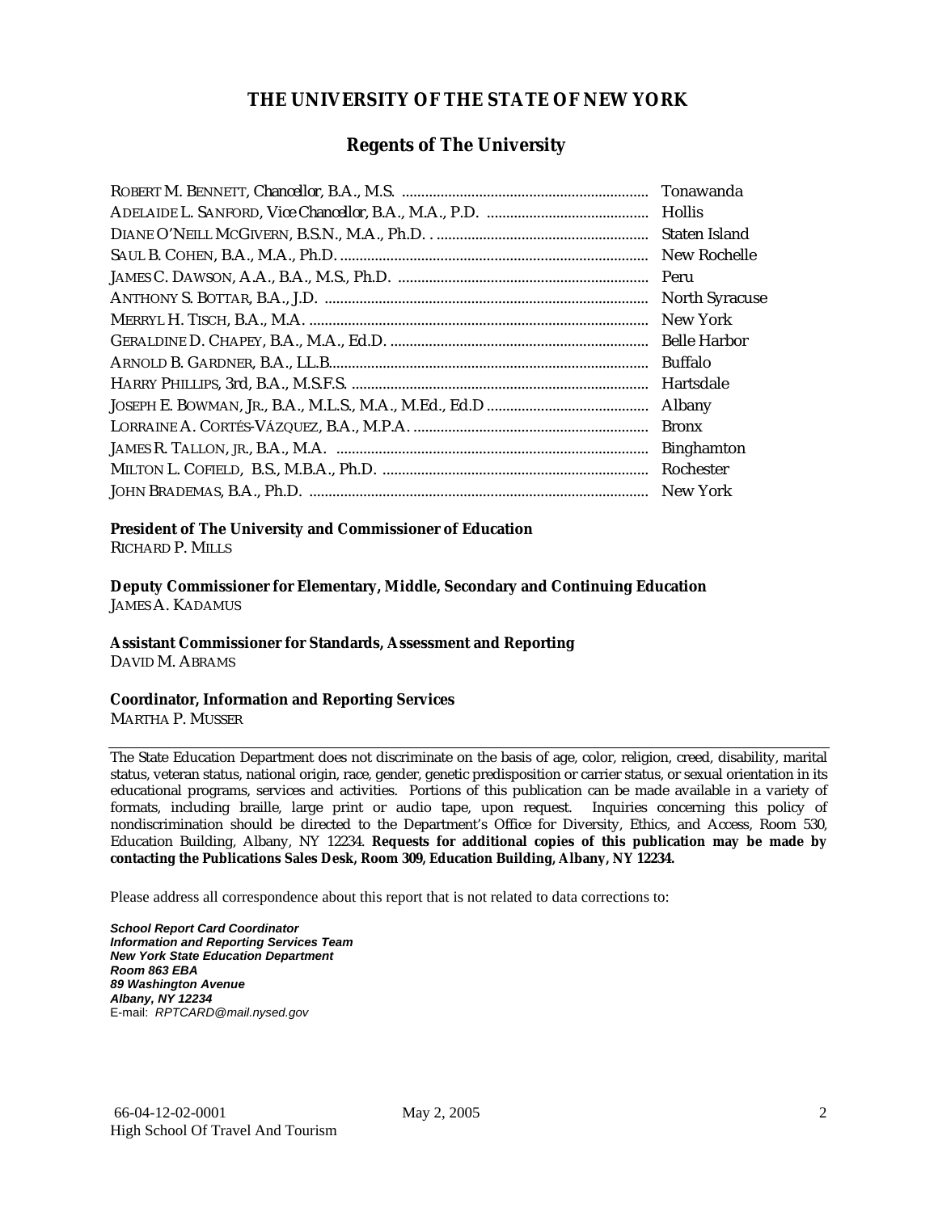# THE UNIVERSITY OF THE STATE OF NEW YORK

## Regents of The University

| | |
|---|---|
| ROBERT M. BENNETT, *Chancellor*, B.A., M.S. | Tonawanda |
| ADELAIDE L. SANFORD, *Vice Chancellor*, B.A., M.A., P.D. | Hollis |
| DIANE O'NEILL MCGIVERN, B.S.N., M.A., Ph.D. | Staten Island |
| SAUL B. COHEN, B.A., M.A., Ph.D. | New Rochelle |
| JAMES C. DAWSON, A.A., B.A., M.S., Ph.D. | Peru |
| ANTHONY S. BOTTAR, B.A., J.D. | North Syracuse |
| MERRYL H. TISCH, B.A., M.A. | New York |
| GERALDINE D. CHAPEY, B.A., M.A., Ed.D. | Belle Harbor |
| ARNOLD B. GARDNER, B.A., LL.B. | Buffalo |
| HARRY PHILLIPS, 3rd, B.A., M.S.F.S. | Hartsdale |
| JOSEPH E. BOWMAN, JR., B.A., M.L.S., M.A., M.Ed., Ed.D | Albany |
| LORRAINE A. CORTÉS-VÁZQUEZ, B.A., M.P.A. | Bronx |
| JAMES R. TALLON, JR., B.A., M.A. | Binghamton |
| MILTON L. COFIELD, B.S., M.B.A., Ph.D. | Rochester |
| JOHN BRADEMAS, B.A., Ph.D. | New York |

**President of The University and Commissioner of Education**
RICHARD P. MILLS

**Deputy Commissioner for Elementary, Middle, Secondary and Continuing Education**
JAMES A. KADAMUS

**Assistant Commissioner for Standards, Assessment and Reporting**
DAVID M. ABRAMS

**Coordinator, Information and Reporting Services**
MARTHA P. MUSSER

---

The State Education Department does not discriminate on the basis of age, color, religion, creed, disability, marital status, veteran status, national origin, race, gender, genetic predisposition or carrier status, or sexual orientation in its educational programs, services and activities. Portions of this publication can be made available in a variety of formats, including braille, large print or audio tape, upon request. Inquiries concerning this policy of nondiscrimination should be directed to the Department's Office for Diversity, Ethics, and Access, Room 530, Education Building, Albany, NY 12234. **Requests for additional copies of this publication may be made by contacting the Publications Sales Desk, Room 309, Education Building, Albany, NY 12234.**

Please address all correspondence about this report that is not related to data corrections to:

***School Report Card Coordinator***
***Information and Reporting Services Team***
***New York State Education Department***
***Room 863 EBA***
***89 Washington Avenue***
***Albany, NY 12234***
E-mail: *RPTCARD@mail.nysed.gov*

66-04-12-02-0001 May 2, 2005
High School Of Travel And Tourism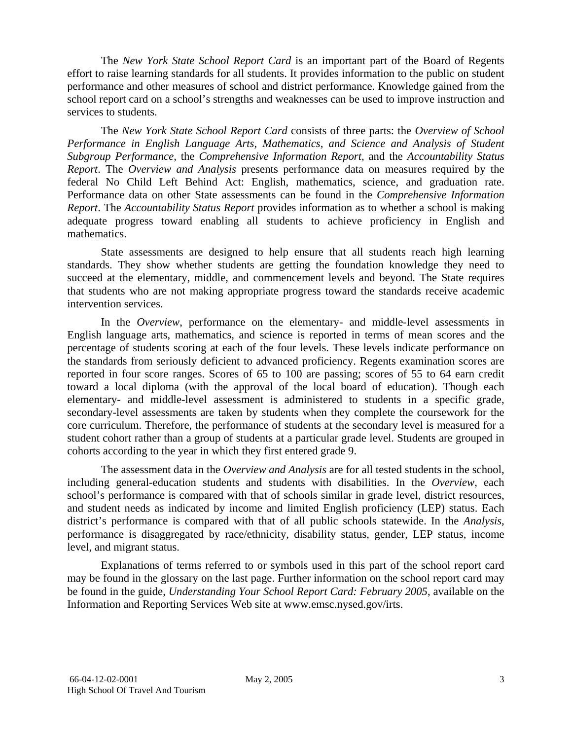The *New York State School Report Card* is an important part of the Board of Regents effort to raise learning standards for all students. It provides information to the public on student performance and other measures of school and district performance. Knowledge gained from the school report card on a school's strengths and weaknesses can be used to improve instruction and services to students.

The *New York State School Report Card* consists of three parts: the *Overview of School Performance in English Language Arts, Mathematics, and Science and Analysis of Student Subgroup Performance*, the *Comprehensive Information Report*, and the *Accountability Status Report*. The *Overview and Analysis* presents performance data on measures required by the federal No Child Left Behind Act: English, mathematics, science, and graduation rate. Performance data on other State assessments can be found in the *Comprehensive Information Report*. The *Accountability Status Report* provides information as to whether a school is making adequate progress toward enabling all students to achieve proficiency in English and mathematics.

State assessments are designed to help ensure that all students reach high learning standards. They show whether students are getting the foundation knowledge they need to succeed at the elementary, middle, and commencement levels and beyond. The State requires that students who are not making appropriate progress toward the standards receive academic intervention services.

In the *Overview*, performance on the elementary- and middle-level assessments in English language arts, mathematics, and science is reported in terms of mean scores and the percentage of students scoring at each of the four levels. These levels indicate performance on the standards from seriously deficient to advanced proficiency. Regents examination scores are reported in four score ranges. Scores of 65 to 100 are passing; scores of 55 to 64 earn credit toward a local diploma (with the approval of the local board of education). Though each elementary- and middle-level assessment is administered to students in a specific grade, secondary-level assessments are taken by students when they complete the coursework for the core curriculum. Therefore, the performance of students at the secondary level is measured for a student cohort rather than a group of students at a particular grade level. Students are grouped in cohorts according to the year in which they first entered grade 9.

The assessment data in the *Overview and Analysis* are for all tested students in the school, including general-education students and students with disabilities. In the *Overview*, each school's performance is compared with that of schools similar in grade level, district resources, and student needs as indicated by income and limited English proficiency (LEP) status. Each district's performance is compared with that of all public schools statewide. In the *Analysis*, performance is disaggregated by race/ethnicity, disability status, gender, LEP status, income level, and migrant status.

Explanations of terms referred to or symbols used in this part of the school report card may be found in the glossary on the last page. Further information on the school report card may be found in the guide, *Understanding Your School Report Card: February 2005*, available on the Information and Reporting Services Web site at www.emsc.nysed.gov/irts.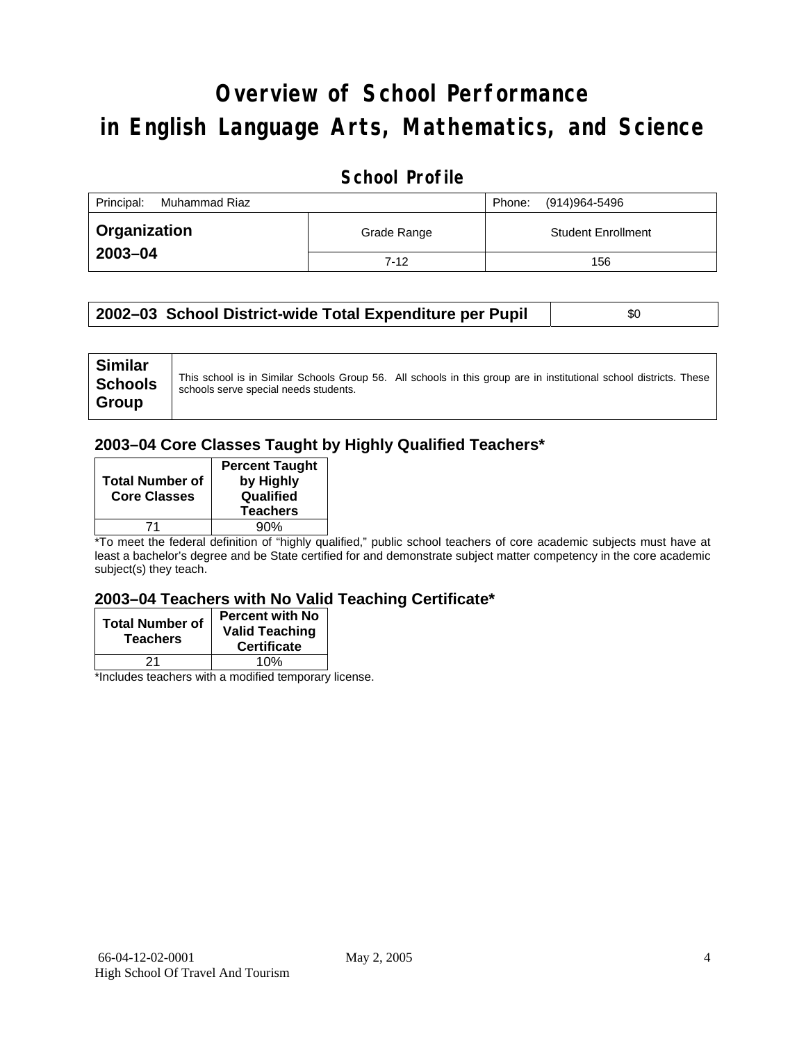# Overview of School Performance in English Language Arts, Mathematics, and Science

## School Profile

| Principal: Muhammad Riaz | | Phone: (914)964-5496 |
|---|---|---|
| **Organization 2003–04** | Grade Range | Student Enrollment |
| | 7-12 | 156 |

| **2002–03 School District-wide Total Expenditure per Pupil** | $0 |
|---|---|

| **Similar Schools Group** | This school is in Similar Schools Group 56. All schools in this group are in institutional school districts. These schools serve special needs students. |
|---|---|

### 2003–04 Core Classes Taught by Highly Qualified Teachers*

| Total Number of Core Classes | Percent Taught by Highly Qualified Teachers |
|---|---|
| 71 | 90% |

*To meet the federal definition of "highly qualified," public school teachers of core academic subjects must have at least a bachelor's degree and be State certified for and demonstrate subject matter competency in the core academic subject(s) they teach.

### 2003–04 Teachers with No Valid Teaching Certificate*

| Total Number of Teachers | Percent with No Valid Teaching Certificate |
|---|---|
| 21 | 10% |

*Includes teachers with a modified temporary license.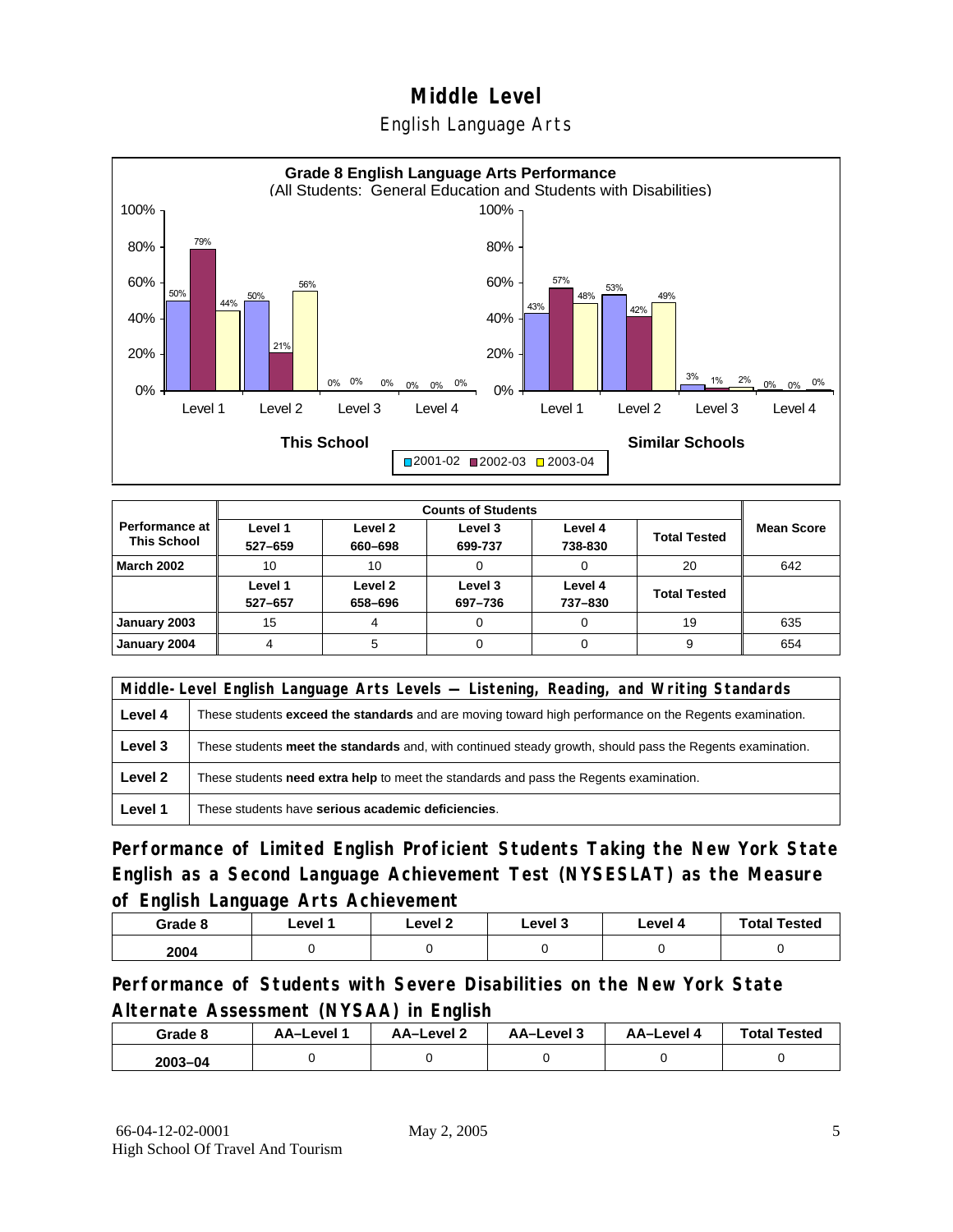# Middle Level

## English Language Arts

**Grade 8 English Language Arts Performance**
(All Students: General Education and Students with Disabilities)

| | Level 1 | Level 2 | Level 3 | Level 4 |
|---|---|---|---|---|
| **This School** 2001-02 | 50% | 50% | 0% | 0% |
| **This School** 2002-03 | 79% | 21% | 0% | 0% |
| **This School** 2003-04 | 44% | 56% | 0% | 0% |
| **Similar Schools** 2001-02 | 43% | 53% | 3% | 0% |
| **Similar Schools** 2002-03 | 57% | 42% | 1% | 0% |
| **Similar Schools** 2003-04 | 48% | 49% | 2% | 0% |

| Performance at This School | Counts of Students | | | | | Mean Score |
|---|---|---|---|---|---|---|
| | Level 1 527–659 | Level 2 660–698 | Level 3 699-737 | Level 4 738-830 | Total Tested | |
| **March 2002** | 10 | 10 | 0 | 0 | 20 | 642 |
| | Level 1 527–657 | Level 2 658–696 | Level 3 697–736 | Level 4 737–830 | Total Tested | |
| **January 2003** | 15 | 4 | 0 | 0 | 19 | 635 |
| **January 2004** | 4 | 5 | 0 | 0 | 9 | 654 |

| Middle-Level English Language Arts Levels — Listening, Reading, and Writing Standards | |
|---|---|
| **Level 4** | These students **exceed the standards** and are moving toward high performance on the Regents examination. |
| **Level 3** | These students **meet the standards** and, with continued steady growth, should pass the Regents examination. |
| **Level 2** | These students **need extra help** to meet the standards and pass the Regents examination. |
| **Level 1** | These students have **serious academic deficiencies**. |

## Performance of Limited English Proficient Students Taking the New York State English as a Second Language Achievement Test (NYSESLAT) as the Measure of English Language Arts Achievement

| Grade 8 | Level 1 | Level 2 | Level 3 | Level 4 | Total Tested |
|---|---|---|---|---|---|
| 2004 | 0 | 0 | 0 | 0 | 0 |

## Performance of Students with Severe Disabilities on the New York State Alternate Assessment (NYSAA) in English

| Grade 8 | AA–Level 1 | AA–Level 2 | AA–Level 3 | AA–Level 4 | Total Tested |
|---|---|---|---|---|---|
| 2003–04 | 0 | 0 | 0 | 0 | 0 |

66-04-12-02-0001
High School Of Travel And Tourism

May 2, 2005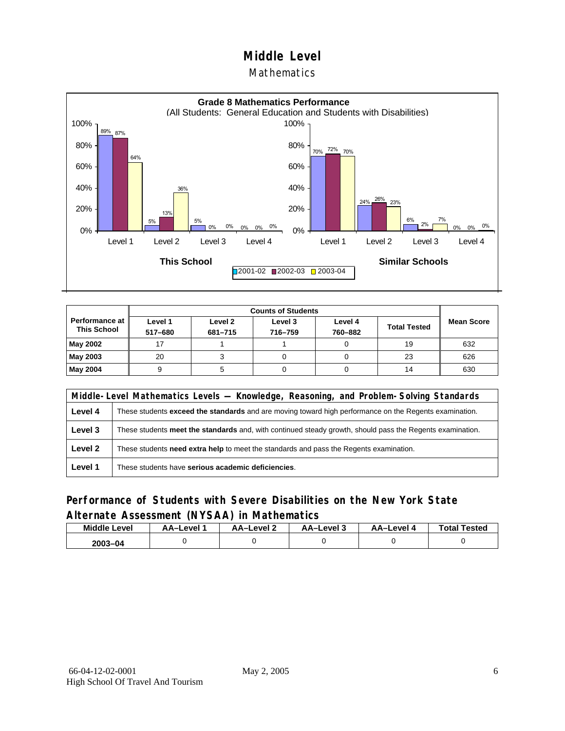# Middle Level

Mathematics

**Grade 8 Mathematics Performance**
(All Students: General Education and Students with Disabilities)

| | This School 2001-02 | This School 2002-03 | This School 2003-04 | Similar Schools 2001-02 | Similar Schools 2002-03 | Similar Schools 2003-04 |
|---|---|---|---|---|---|---|
| Level 1 | 89% | 87% | 64% | 70% | 72% | 70% |
| Level 2 | 5% | 13% | 36% | 24% | 26% | 23% |
| Level 3 | 5% | 0% | 0% | 6% | 2% | 7% |
| Level 4 | 0% | 0% | 0% | 0% | 0% | 0% |

| Performance at This School | Counts of Students | | | | | Mean Score |
|---|---|---|---|---|---|---|
| | Level 1 517–680 | Level 2 681–715 | Level 3 716–759 | Level 4 760–882 | Total Tested | |
| **May 2002** | 17 | 1 | 1 | 0 | 19 | 632 |
| **May 2003** | 20 | 3 | 0 | 0 | 23 | 626 |
| **May 2004** | 9 | 5 | 0 | 0 | 14 | 630 |

| Middle-Level Mathematics Levels — Knowledge, Reasoning, and Problem-Solving Standards | |
|---|---|
| **Level 4** | These students **exceed the standards** and are moving toward high performance on the Regents examination. |
| **Level 3** | These students **meet the standards** and, with continued steady growth, should pass the Regents examination. |
| **Level 2** | These students **need extra help** to meet the standards and pass the Regents examination. |
| **Level 1** | These students have **serious academic deficiencies**. |

## Performance of Students with Severe Disabilities on the New York State Alternate Assessment (NYSAA) in Mathematics

| Middle Level | AA–Level 1 | AA–Level 2 | AA–Level 3 | AA–Level 4 | Total Tested |
|---|---|---|---|---|---|
| 2003–04 | 0 | 0 | 0 | 0 | 0 |

66-04-12-02-0001
High School Of Travel And Tourism

May 2, 2005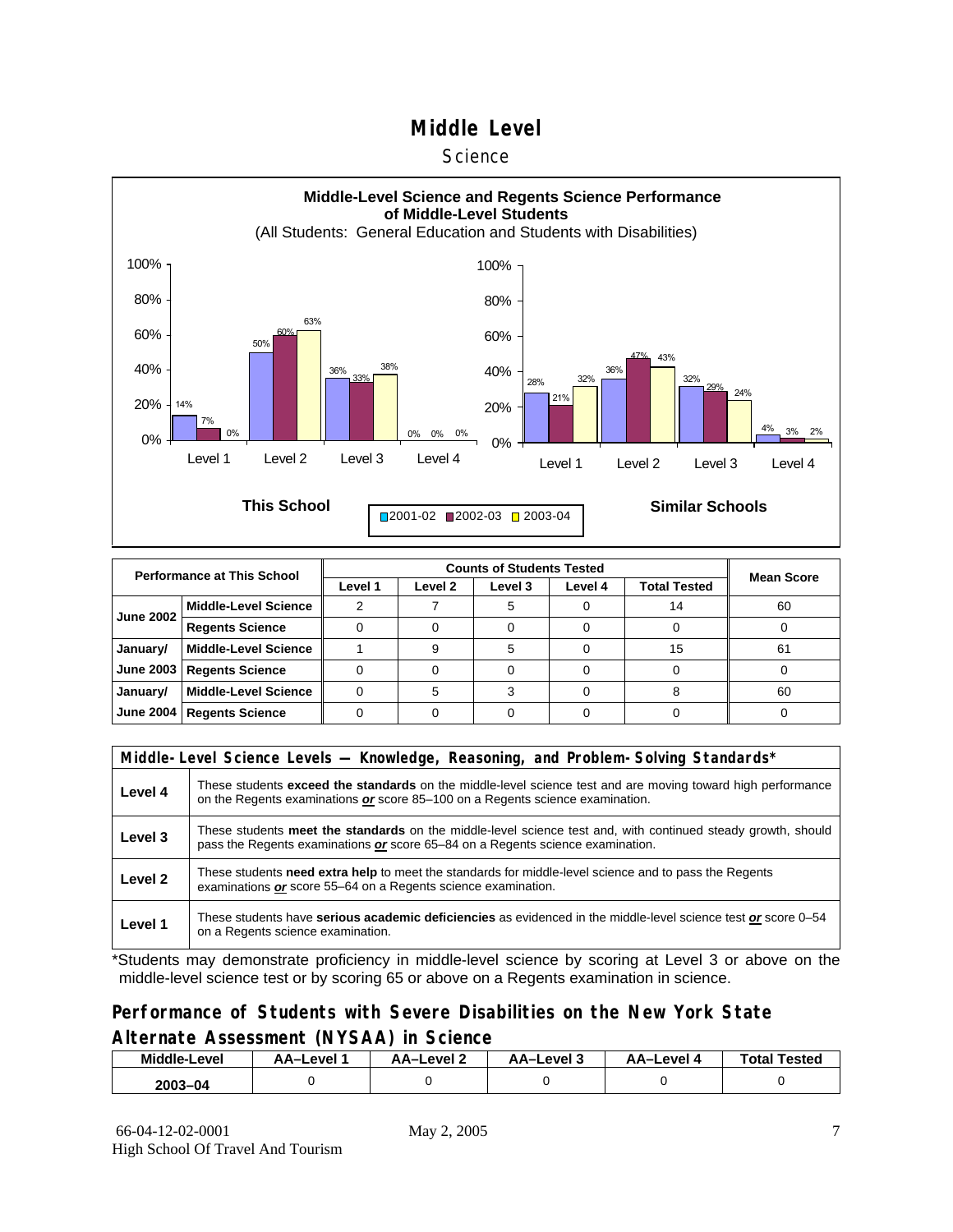# Middle Level

## Science

**Middle-Level Science and Regents Science Performance of Middle-Level Students**

(All Students: General Education and Students with Disabilities)

**This School**

| | 2001-02 | 2002-03 | 2003-04 |
|---|---|---|---|
| Level 1 | 14% | 7% | 0% |
| Level 2 | 50% | 60% | 63% |
| Level 3 | 36% | 33% | 38% |
| Level 4 | 0% | 0% | 0% |

**Similar Schools**

| | 2001-02 | 2002-03 | 2003-04 |
|---|---|---|---|
| Level 1 | 28% | 21% | 32% |
| Level 2 | 36% | 47% | 43% |
| Level 3 | 32% | 29% | 24% |
| Level 4 | 4% | 3% | 2% |

| Performance at This School | | Counts of Students Tested | | | | | Mean Score |
|---|---|---|---|---|---|---|---|
| | | Level 1 | Level 2 | Level 3 | Level 4 | Total Tested | |
| June 2002 | Middle-Level Science | 2 | 7 | 5 | 0 | 14 | 60 |
| | Regents Science | 0 | 0 | 0 | 0 | 0 | 0 |
| January/ June 2003 | Middle-Level Science | 1 | 9 | 5 | 0 | 15 | 61 |
| | Regents Science | 0 | 0 | 0 | 0 | 0 | 0 |
| January/ June 2004 | Middle-Level Science | 0 | 5 | 3 | 0 | 8 | 60 |
| | Regents Science | 0 | 0 | 0 | 0 | 0 | 0 |

| Middle-Level Science Levels — Knowledge, Reasoning, and Problem-Solving Standards* | |
|---|---|
| Level 4 | These students **exceed the standards** on the middle-level science test and are moving toward high performance on the Regents examinations ***or*** score 85–100 on a Regents science examination. |
| Level 3 | These students **meet the standards** on the middle-level science test and, with continued steady growth, should pass the Regents examinations ***or*** score 65–84 on a Regents science examination. |
| Level 2 | These students **need extra help** to meet the standards for middle-level science and to pass the Regents examinations ***or*** score 55–64 on a Regents science examination. |
| Level 1 | These students have **serious academic deficiencies** as evidenced in the middle-level science test ***or*** score 0–54 on a Regents science examination. |

*Students may demonstrate proficiency in middle-level science by scoring at Level 3 or above on the middle-level science test or by scoring 65 or above on a Regents examination in science.

## Performance of Students with Severe Disabilities on the New York State Alternate Assessment (NYSAA) in Science

| Middle-Level | AA–Level 1 | AA–Level 2 | AA–Level 3 | AA–Level 4 | Total Tested |
|---|---|---|---|---|---|
| 2003–04 | 0 | 0 | 0 | 0 | 0 |

66-04-12-02-0001 May 2, 2005
High School Of Travel And Tourism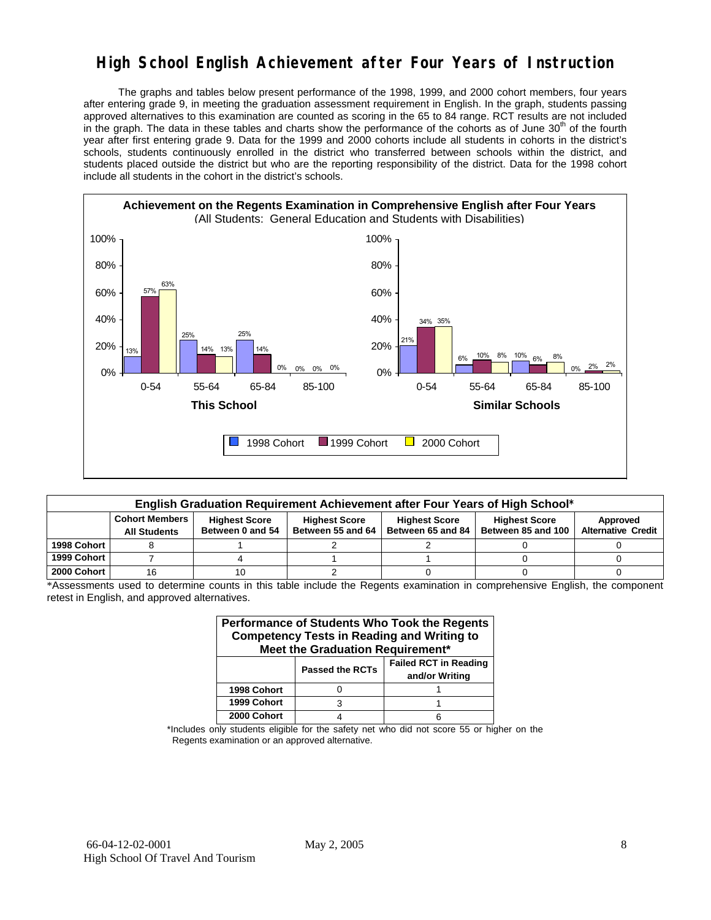# High School English Achievement after Four Years of Instruction

The graphs and tables below present performance of the 1998, 1999, and 2000 cohort members, four years after entering grade 9, in meeting the graduation assessment requirement in English. In the graph, students passing approved alternatives to this examination are counted as scoring in the 65 to 84 range. RCT results are not included in the graph. The data in these tables and charts show the performance of the cohorts as of June 30th of the fourth year after first entering grade 9. Data for the 1999 and 2000 cohorts include all students in cohorts in the district's schools, students continuously enrolled in the district who transferred between schools within the district, and students placed outside the district but who are the reporting responsibility of the district. Data for the 1998 cohort include all students in the cohort in the district's schools.

**Achievement on the Regents Examination in Comprehensive English after Four Years**
(All Students: General Education and Students with Disabilities)

**This School**

| Score | 1998 Cohort | 1999 Cohort | 2000 Cohort |
|---|---|---|---|
| 0-54 | 13% | 57% | 63% |
| 55-64 | 25% | 14% | 13% |
| 65-84 | 25% | 14% | 0% |
| 85-100 | 0% | 0% | 0% |

**Similar Schools**

| Score | 1998 Cohort | 1999 Cohort | 2000 Cohort |
|---|---|---|---|
| 0-54 | 21% | 34% | 35% |
| 55-64 | 6% | 10% | 8% |
| 65-84 | 10% | 6% | 8% |
| 85-100 | 0% | 2% | 2% |

**English Graduation Requirement Achievement after Four Years of High School***

| | Cohort Members All Students | Highest Score Between 0 and 54 | Highest Score Between 55 and 64 | Highest Score Between 65 and 84 | Highest Score Between 85 and 100 | Approved Alternative Credit |
|---|---|---|---|---|---|---|
| 1998 Cohort | 8 | 1 | 2 | 2 | 0 | 0 |
| 1999 Cohort | 7 | 4 | 1 | 1 | 0 | 0 |
| 2000 Cohort | 16 | 10 | 2 | 0 | 0 | 0 |

*Assessments used to determine counts in this table include the Regents examination in comprehensive English, the component retest in English, and approved alternatives.

**Performance of Students Who Took the Regents Competency Tests in Reading and Writing to Meet the Graduation Requirement***

| | Passed the RCTs | Failed RCT in Reading and/or Writing |
|---|---|---|
| 1998 Cohort | 0 | 1 |
| 1999 Cohort | 3 | 1 |
| 2000 Cohort | 4 | 6 |

*Includes only students eligible for the safety net who did not score 55 or higher on the Regents examination or an approved alternative.

66-04-12-02-0001 May 2, 2005
High School Of Travel And Tourism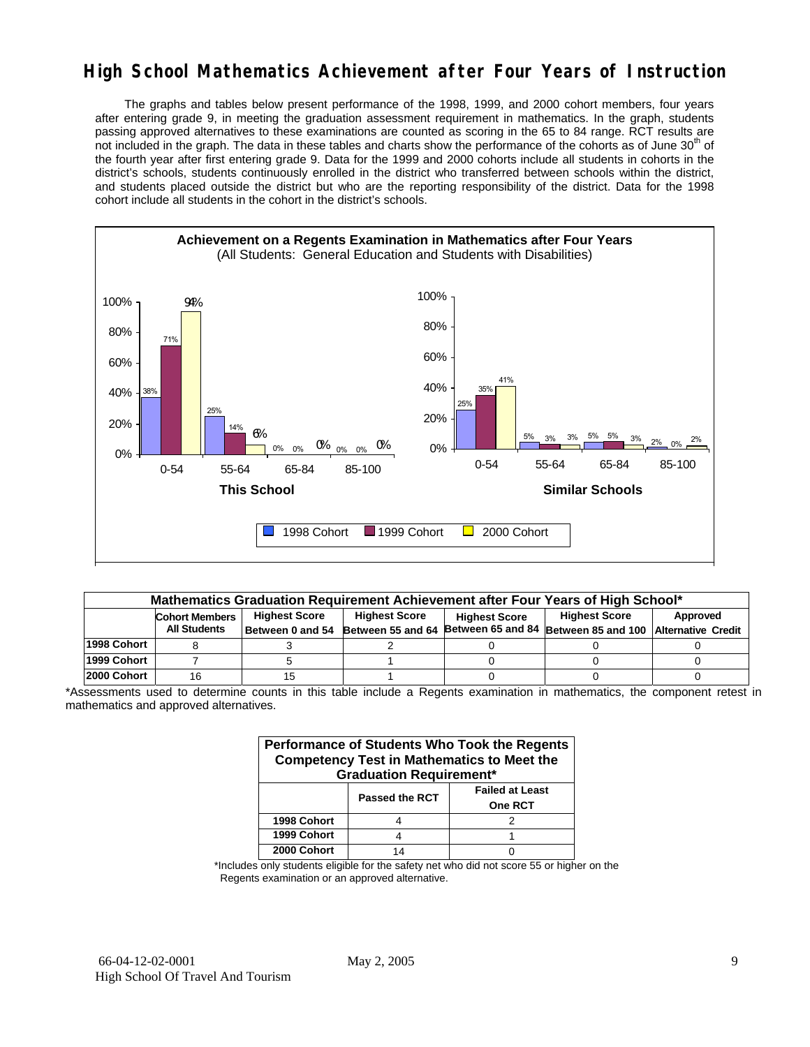# High School Mathematics Achievement after Four Years of Instruction

The graphs and tables below present performance of the 1998, 1999, and 2000 cohort members, four years after entering grade 9, in meeting the graduation assessment requirement in mathematics. In the graph, students passing approved alternatives to these examinations are counted as scoring in the 65 to 84 range. RCT results are not included in the graph. The data in these tables and charts show the performance of the cohorts as of June 30th of the fourth year after first entering grade 9. Data for the 1999 and 2000 cohorts include all students in cohorts in the district's schools, students continuously enrolled in the district who transferred between schools within the district, and students placed outside the district but who are the reporting responsibility of the district. Data for the 1998 cohort include all students in the cohort in the district's schools.

**Achievement on a Regents Examination in Mathematics after Four Years**
(All Students: General Education and Students with Disabilities)

**This School**

| Score | 1998 Cohort | 1999 Cohort | 2000 Cohort |
|---|---|---|---|
| 0-54 | 38% | 71% | 94% |
| 55-64 | 25% | 14% | 6% |
| 65-84 | 0% | 0% | 0% |
| 85-100 | 0% | 0% | 0% |

**Similar Schools**

| Score | 1998 Cohort | 1999 Cohort | 2000 Cohort |
|---|---|---|---|
| 0-54 | 25% | 35% | 41% |
| 55-64 | 5% | 3% | 3% |
| 65-84 | 5% | 5% | 3% |
| 85-100 | 2% | 0% | 2% |

**Mathematics Graduation Requirement Achievement after Four Years of High School***

| | Cohort Members All Students | Highest Score Between 0 and 54 | Highest Score Between 55 and 64 | Highest Score Between 65 and 84 | Highest Score Between 85 and 100 | Approved Alternative Credit |
|---|---|---|---|---|---|---|
| 1998 Cohort | 8 | 3 | 2 | 0 | 0 | 0 |
| 1999 Cohort | 7 | 5 | 1 | 0 | 0 | 0 |
| 2000 Cohort | 16 | 15 | 1 | 0 | 0 | 0 |

*Assessments used to determine counts in this table include a Regents examination in mathematics, the component retest in mathematics and approved alternatives.

**Performance of Students Who Took the Regents Competency Test in Mathematics to Meet the Graduation Requirement***

| | Passed the RCT | Failed at Least One RCT |
|---|---|---|
| 1998 Cohort | 4 | 2 |
| 1999 Cohort | 4 | 1 |
| 2000 Cohort | 14 | 0 |

*Includes only students eligible for the safety net who did not score 55 or higher on the Regents examination or an approved alternative.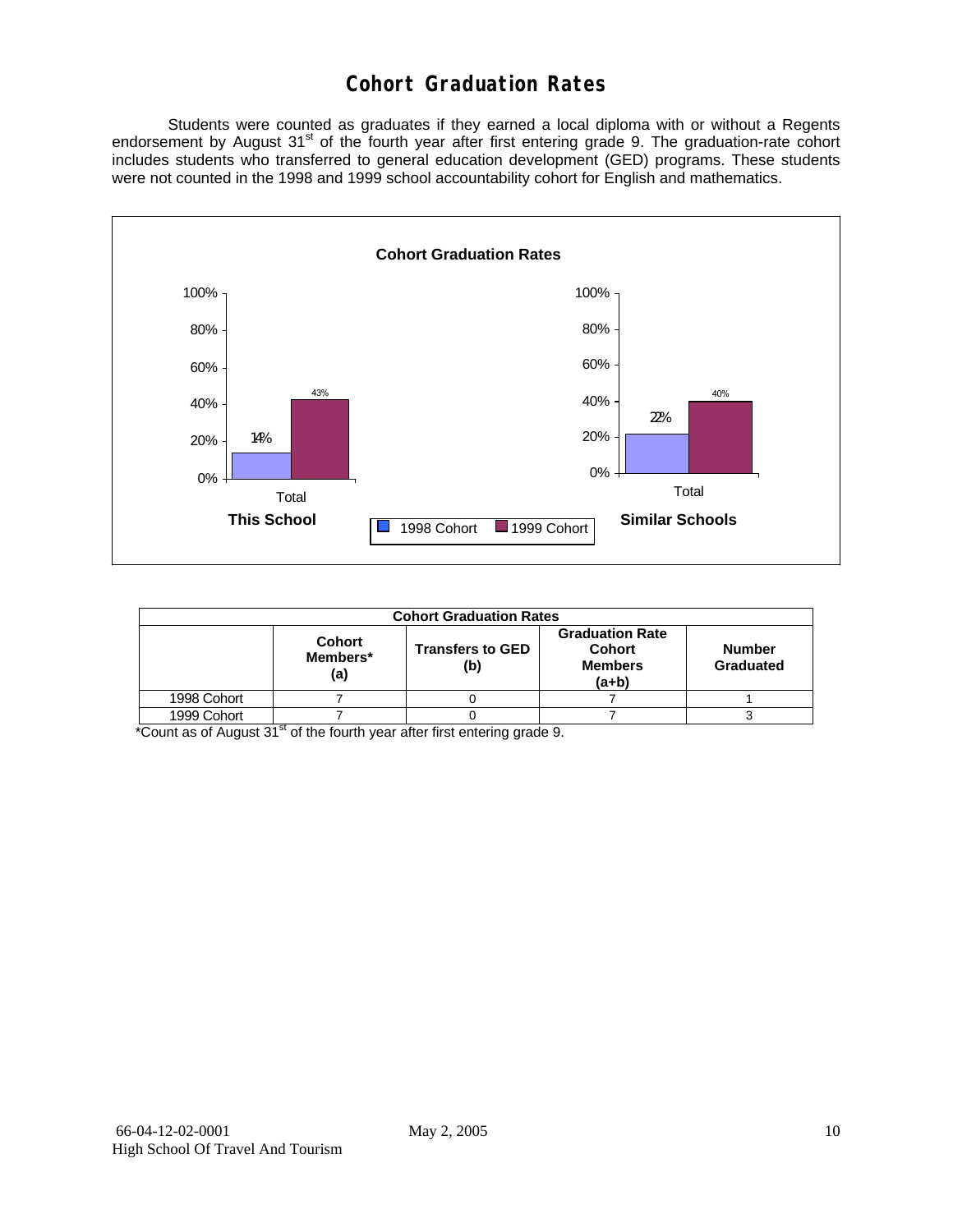# Cohort Graduation Rates

Students were counted as graduates if they earned a local diploma with or without a Regents endorsement by August 31st of the fourth year after first entering grade 9. The graduation-rate cohort includes students who transferred to general education development (GED) programs. These students were not counted in the 1998 and 1999 school accountability cohort for English and mathematics.

**Cohort Graduation Rates**

| | This School | Similar Schools |
|---|---|---|
| 1998 Cohort | 14% | 22% |
| 1999 Cohort | 43% | 40% |

| Cohort Graduation Rates | | | | |
|---|---|---|---|---|
| | Cohort Members* (a) | Transfers to GED (b) | Graduation Rate Cohort Members (a+b) | Number Graduated |
| 1998 Cohort | 7 | 0 | 7 | 1 |
| 1999 Cohort | 7 | 0 | 7 | 3 |

*Count as of August 31st of the fourth year after first entering grade 9.

66-04-12-02-0001 May 2, 2005
High School Of Travel And Tourism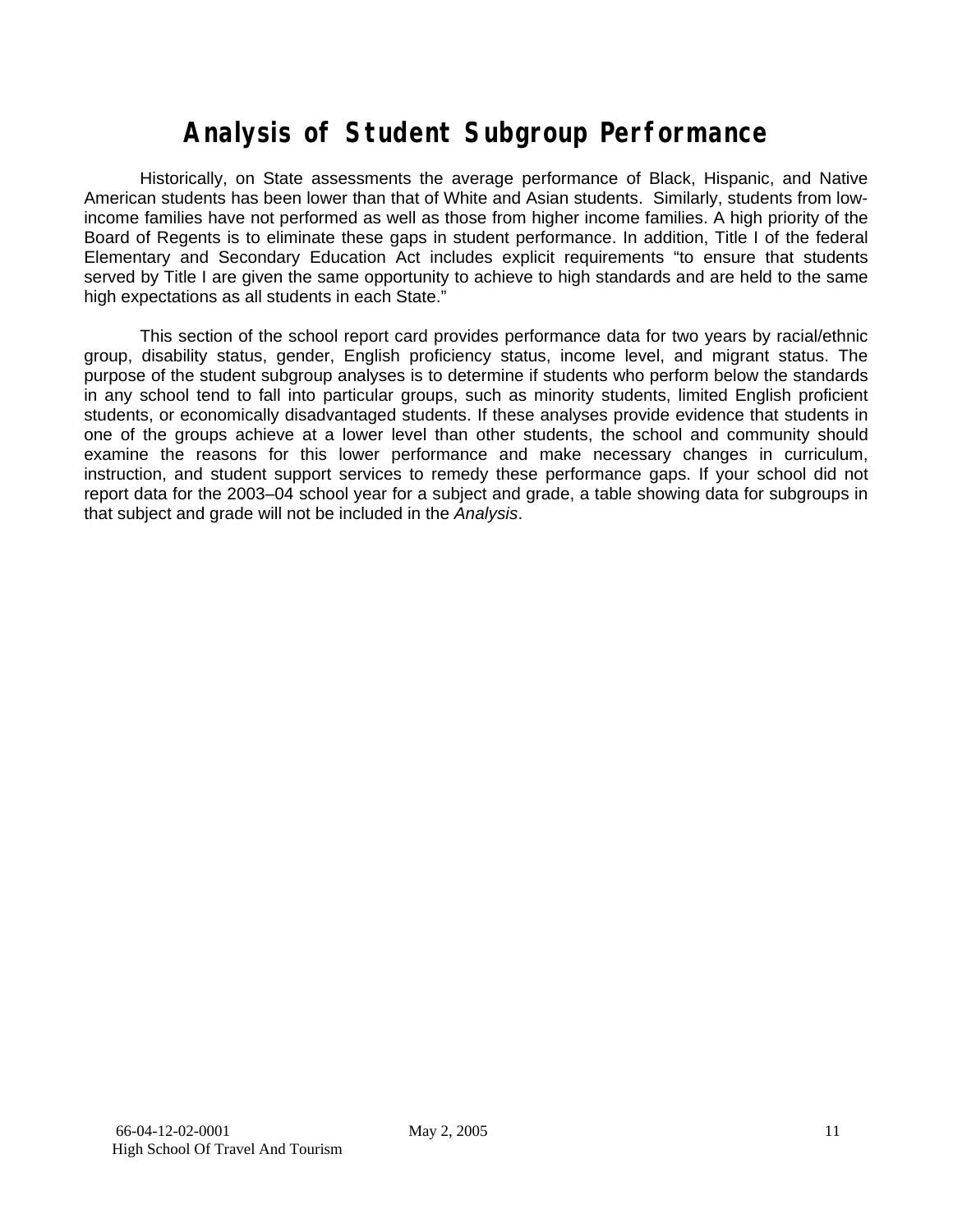# Analysis of Student Subgroup Performance

Historically, on State assessments the average performance of Black, Hispanic, and Native American students has been lower than that of White and Asian students. Similarly, students from low-income families have not performed as well as those from higher income families. A high priority of the Board of Regents is to eliminate these gaps in student performance. In addition, Title I of the federal Elementary and Secondary Education Act includes explicit requirements "to ensure that students served by Title I are given the same opportunity to achieve to high standards and are held to the same high expectations as all students in each State."

This section of the school report card provides performance data for two years by racial/ethnic group, disability status, gender, English proficiency status, income level, and migrant status. The purpose of the student subgroup analyses is to determine if students who perform below the standards in any school tend to fall into particular groups, such as minority students, limited English proficient students, or economically disadvantaged students. If these analyses provide evidence that students in one of the groups achieve at a lower level than other students, the school and community should examine the reasons for this lower performance and make necessary changes in curriculum, instruction, and student support services to remedy these performance gaps. If your school did not report data for the 2003–04 school year for a subject and grade, a table showing data for subgroups in that subject and grade will not be included in the *Analysis*.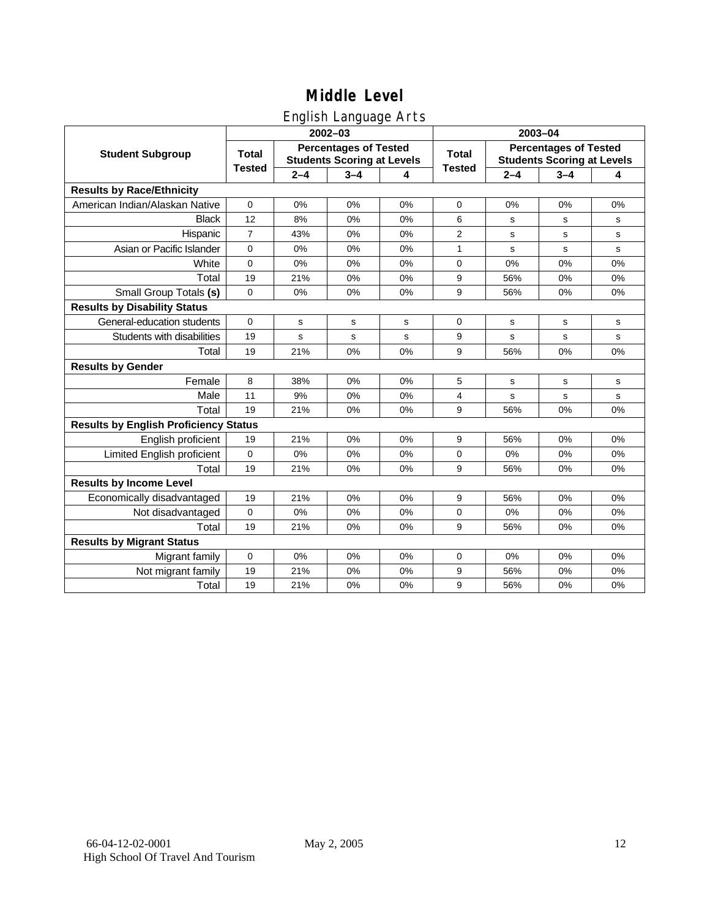# Middle Level

## English Language Arts

| Student Subgroup | 2002–03 | | | | 2003–04 | | | |
|---|---|---|---|---|---|---|---|---|
| | Total Tested | Percentages of Tested Students Scoring at Levels | | | Total Tested | Percentages of Tested Students Scoring at Levels | | |
| | | 2–4 | 3–4 | 4 | | 2–4 | 3–4 | 4 |
| **Results by Race/Ethnicity** | | | | | | | | |
| American Indian/Alaskan Native | 0 | 0% | 0% | 0% | 0 | 0% | 0% | 0% |
| Black | 12 | 8% | 0% | 0% | 6 | s | s | s |
| Hispanic | 7 | 43% | 0% | 0% | 2 | s | s | s |
| Asian or Pacific Islander | 0 | 0% | 0% | 0% | 1 | s | s | s |
| White | 0 | 0% | 0% | 0% | 0 | 0% | 0% | 0% |
| Total | 19 | 21% | 0% | 0% | 9 | 56% | 0% | 0% |
| Small Group Totals **(s)** | 0 | 0% | 0% | 0% | 9 | 56% | 0% | 0% |
| **Results by Disability Status** | | | | | | | | |
| General-education students | 0 | s | s | s | 0 | s | s | s |
| Students with disabilities | 19 | s | s | s | 9 | s | s | s |
| Total | 19 | 21% | 0% | 0% | 9 | 56% | 0% | 0% |
| **Results by Gender** | | | | | | | | |
| Female | 8 | 38% | 0% | 0% | 5 | s | s | s |
| Male | 11 | 9% | 0% | 0% | 4 | s | s | s |
| Total | 19 | 21% | 0% | 0% | 9 | 56% | 0% | 0% |
| **Results by English Proficiency Status** | | | | | | | | |
| English proficient | 19 | 21% | 0% | 0% | 9 | 56% | 0% | 0% |
| Limited English proficient | 0 | 0% | 0% | 0% | 0 | 0% | 0% | 0% |
| Total | 19 | 21% | 0% | 0% | 9 | 56% | 0% | 0% |
| **Results by Income Level** | | | | | | | | |
| Economically disadvantaged | 19 | 21% | 0% | 0% | 9 | 56% | 0% | 0% |
| Not disadvantaged | 0 | 0% | 0% | 0% | 0 | 0% | 0% | 0% |
| Total | 19 | 21% | 0% | 0% | 9 | 56% | 0% | 0% |
| **Results by Migrant Status** | | | | | | | | |
| Migrant family | 0 | 0% | 0% | 0% | 0 | 0% | 0% | 0% |
| Not migrant family | 19 | 21% | 0% | 0% | 9 | 56% | 0% | 0% |
| Total | 19 | 21% | 0% | 0% | 9 | 56% | 0% | 0% |

66-04-12-02-0001 May 2, 2005
High School Of Travel And Tourism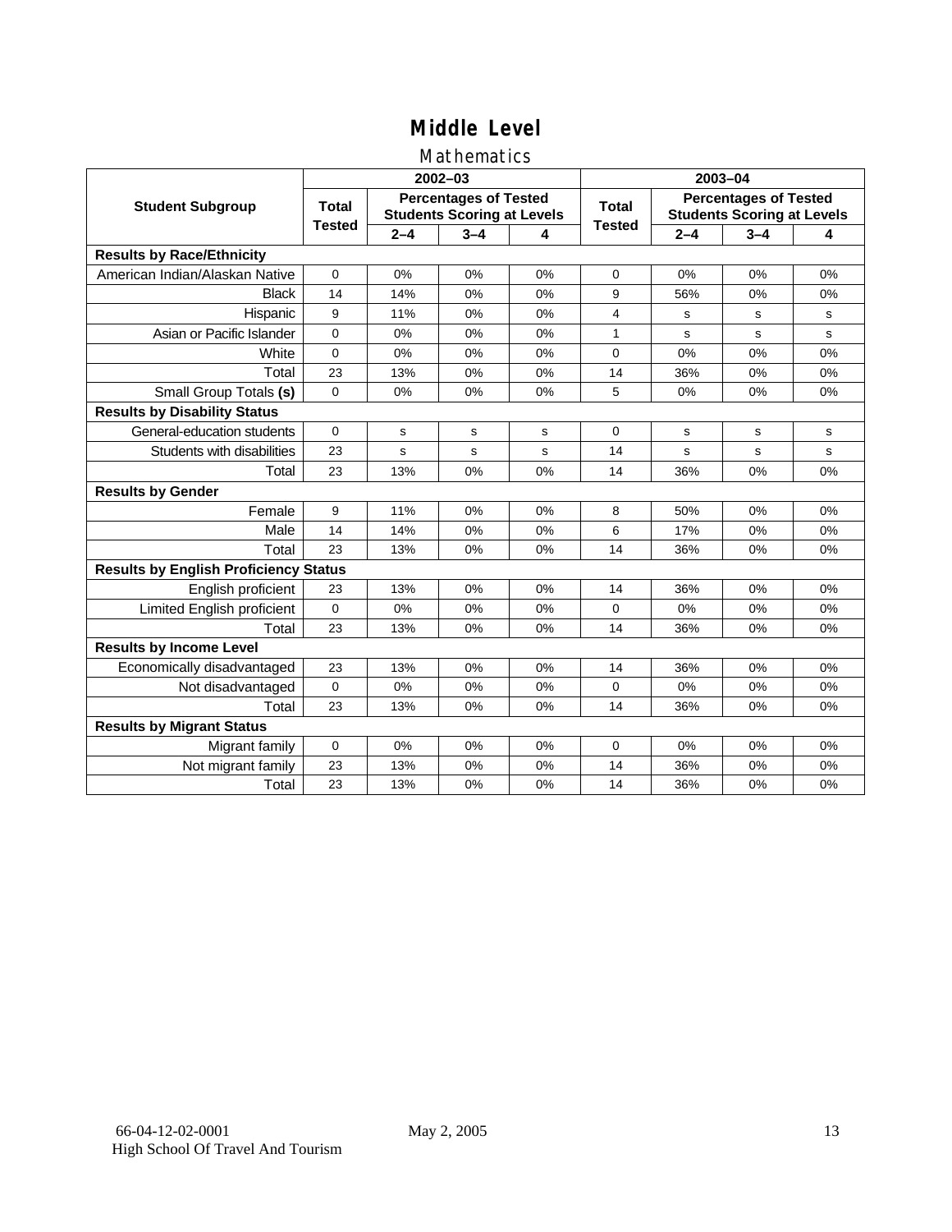# Middle Level

## Mathematics

| Student Subgroup | 2002–03 | | | | 2003–04 | | | |
|---|---|---|---|---|---|---|---|---|
| | Total Tested | Percentages of Tested Students Scoring at Levels | | | Total Tested | Percentages of Tested Students Scoring at Levels | | |
| | | 2–4 | 3–4 | 4 | | 2–4 | 3–4 | 4 |
| **Results by Race/Ethnicity** | | | | | | | | |
| American Indian/Alaskan Native | 0 | 0% | 0% | 0% | 0 | 0% | 0% | 0% |
| Black | 14 | 14% | 0% | 0% | 9 | 56% | 0% | 0% |
| Hispanic | 9 | 11% | 0% | 0% | 4 | s | s | s |
| Asian or Pacific Islander | 0 | 0% | 0% | 0% | 1 | s | s | s |
| White | 0 | 0% | 0% | 0% | 0 | 0% | 0% | 0% |
| Total | 23 | 13% | 0% | 0% | 14 | 36% | 0% | 0% |
| Small Group Totals **(s)** | 0 | 0% | 0% | 0% | 5 | 0% | 0% | 0% |
| **Results by Disability Status** | | | | | | | | |
| General-education students | 0 | s | s | s | 0 | s | s | s |
| Students with disabilities | 23 | s | s | s | 14 | s | s | s |
| Total | 23 | 13% | 0% | 0% | 14 | 36% | 0% | 0% |
| **Results by Gender** | | | | | | | | |
| Female | 9 | 11% | 0% | 0% | 8 | 50% | 0% | 0% |
| Male | 14 | 14% | 0% | 0% | 6 | 17% | 0% | 0% |
| Total | 23 | 13% | 0% | 0% | 14 | 36% | 0% | 0% |
| **Results by English Proficiency Status** | | | | | | | | |
| English proficient | 23 | 13% | 0% | 0% | 14 | 36% | 0% | 0% |
| Limited English proficient | 0 | 0% | 0% | 0% | 0 | 0% | 0% | 0% |
| Total | 23 | 13% | 0% | 0% | 14 | 36% | 0% | 0% |
| **Results by Income Level** | | | | | | | | |
| Economically disadvantaged | 23 | 13% | 0% | 0% | 14 | 36% | 0% | 0% |
| Not disadvantaged | 0 | 0% | 0% | 0% | 0 | 0% | 0% | 0% |
| Total | 23 | 13% | 0% | 0% | 14 | 36% | 0% | 0% |
| **Results by Migrant Status** | | | | | | | | |
| Migrant family | 0 | 0% | 0% | 0% | 0 | 0% | 0% | 0% |
| Not migrant family | 23 | 13% | 0% | 0% | 14 | 36% | 0% | 0% |
| Total | 23 | 13% | 0% | 0% | 14 | 36% | 0% | 0% |

66-04-12-02-0001
High School Of Travel And Tourism

May 2, 2005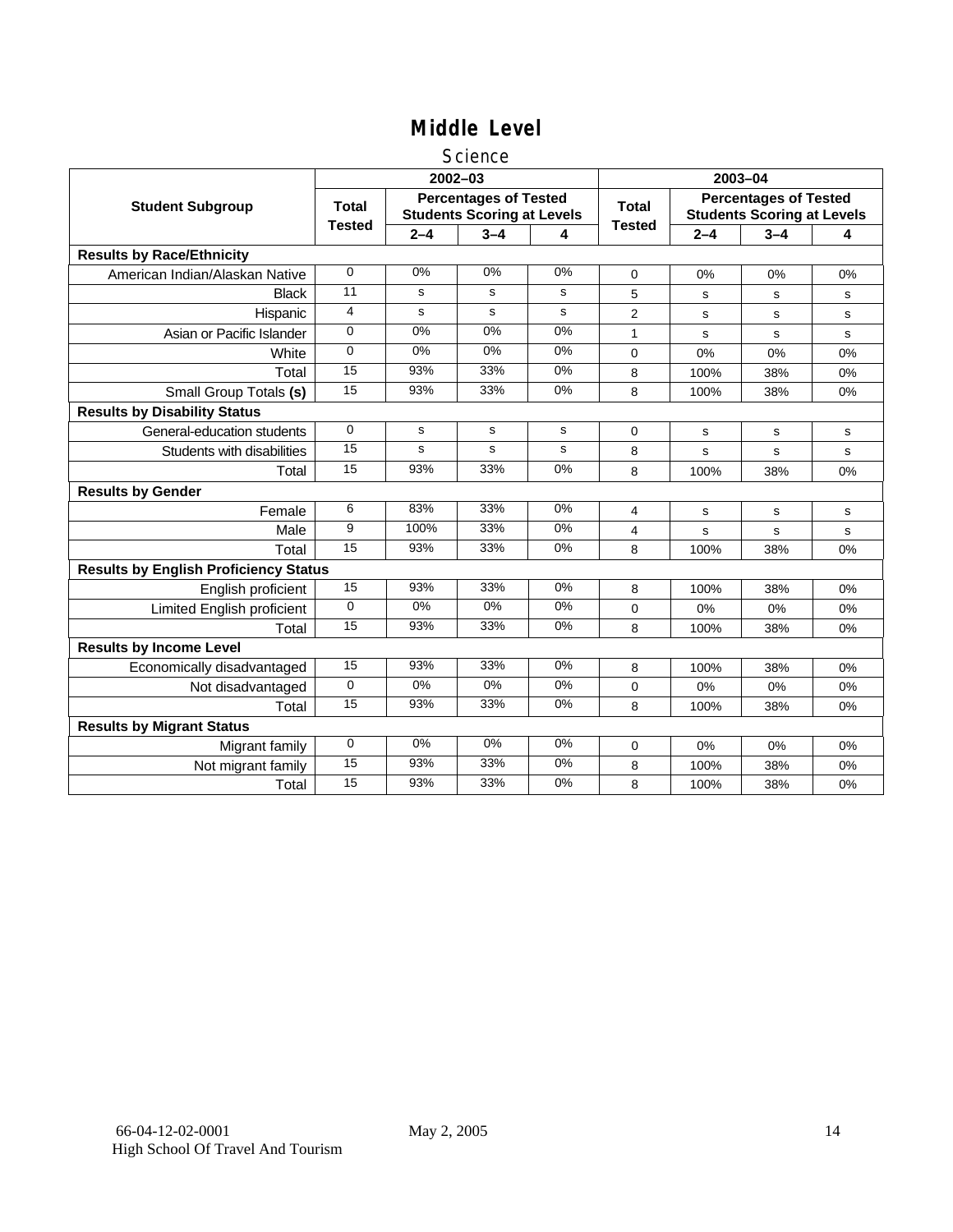# Middle Level

## Science

| Student Subgroup | 2002–03 | | | | 2003–04 | | | |
|---|---|---|---|---|---|---|---|---|
| | Total Tested | Percentages of Tested Students Scoring at Levels | | | Total Tested | Percentages of Tested Students Scoring at Levels | | |
| | | 2–4 | 3–4 | 4 | | 2–4 | 3–4 | 4 |
| **Results by Race/Ethnicity** | | | | | | | | |
| American Indian/Alaskan Native | 0 | 0% | 0% | 0% | 0 | 0% | 0% | 0% |
| Black | 11 | s | s | s | 5 | s | s | s |
| Hispanic | 4 | s | s | s | 2 | s | s | s |
| Asian or Pacific Islander | 0 | 0% | 0% | 0% | 1 | s | s | s |
| White | 0 | 0% | 0% | 0% | 0 | 0% | 0% | 0% |
| Total | 15 | 93% | 33% | 0% | 8 | 100% | 38% | 0% |
| Small Group Totals **(s)** | 15 | 93% | 33% | 0% | 8 | 100% | 38% | 0% |
| **Results by Disability Status** | | | | | | | | |
| General-education students | 0 | s | s | s | 0 | s | s | s |
| Students with disabilities | 15 | s | s | s | 8 | s | s | s |
| Total | 15 | 93% | 33% | 0% | 8 | 100% | 38% | 0% |
| **Results by Gender** | | | | | | | | |
| Female | 6 | 83% | 33% | 0% | 4 | s | s | s |
| Male | 9 | 100% | 33% | 0% | 4 | s | s | s |
| Total | 15 | 93% | 33% | 0% | 8 | 100% | 38% | 0% |
| **Results by English Proficiency Status** | | | | | | | | |
| English proficient | 15 | 93% | 33% | 0% | 8 | 100% | 38% | 0% |
| Limited English proficient | 0 | 0% | 0% | 0% | 0 | 0% | 0% | 0% |
| Total | 15 | 93% | 33% | 0% | 8 | 100% | 38% | 0% |
| **Results by Income Level** | | | | | | | | |
| Economically disadvantaged | 15 | 93% | 33% | 0% | 8 | 100% | 38% | 0% |
| Not disadvantaged | 0 | 0% | 0% | 0% | 0 | 0% | 0% | 0% |
| Total | 15 | 93% | 33% | 0% | 8 | 100% | 38% | 0% |
| **Results by Migrant Status** | | | | | | | | |
| Migrant family | 0 | 0% | 0% | 0% | 0 | 0% | 0% | 0% |
| Not migrant family | 15 | 93% | 33% | 0% | 8 | 100% | 38% | 0% |
| Total | 15 | 93% | 33% | 0% | 8 | 100% | 38% | 0% |

66-04-12-02-0001 May 2, 2005
High School Of Travel And Tourism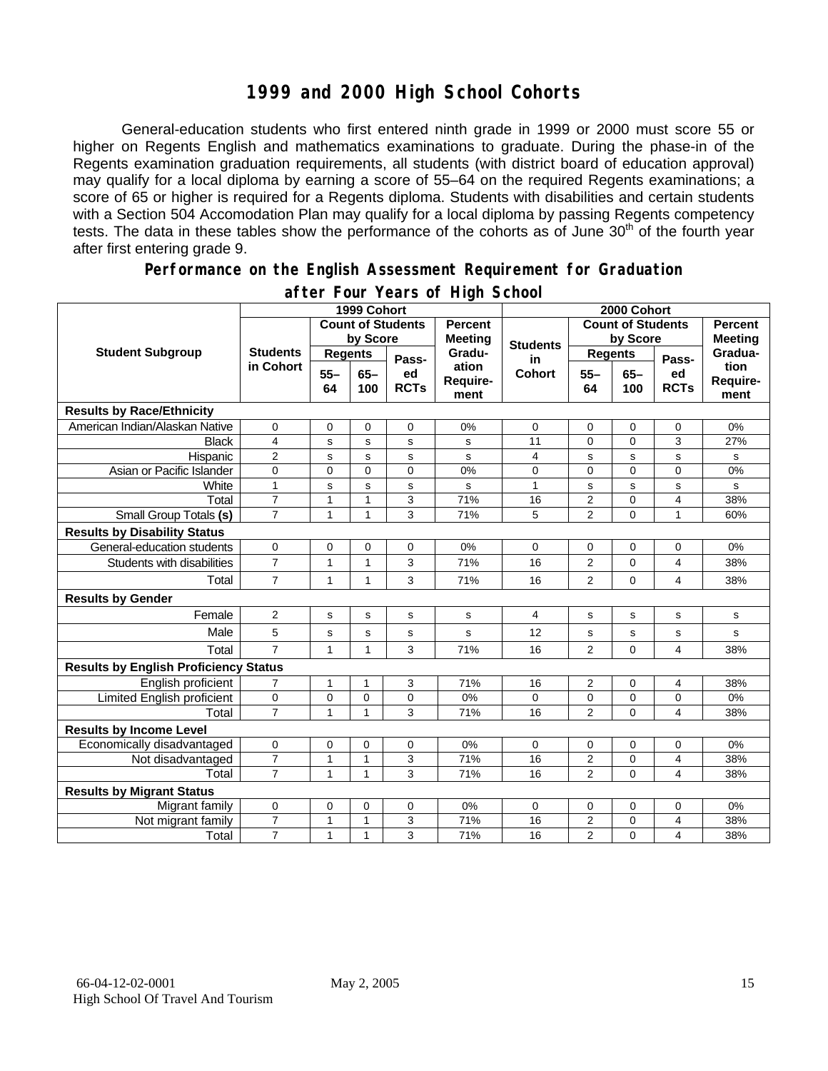# 1999 and 2000 High School Cohorts

General-education students who first entered ninth grade in 1999 or 2000 must score 55 or higher on Regents English and mathematics examinations to graduate. During the phase-in of the Regents examination graduation requirements, all students (with district board of education approval) may qualify for a local diploma by earning a score of 55–64 on the required Regents examinations; a score of 65 or higher is required for a Regents diploma. Students with disabilities and certain students with a Section 504 Accomodation Plan may qualify for a local diploma by passing Regents competency tests. The data in these tables show the performance of the cohorts as of June 30th of the fourth year after first entering grade 9.

## Performance on the English Assessment Requirement for Graduation after Four Years of High School

| Student Subgroup | 1999 Cohort | | | | | 2000 Cohort | | | | |
|---|---|---|---|---|---|---|---|---|---|---|
| | Students in Cohort | Count of Students by Score | | | Percent Meeting Graduation Requirement | Students in Cohort | Count of Students by Score | | | Percent Meeting Graduation Requirement |
| | | Regents 55–64 | Regents 65–100 | Passed RCTs | | | Regents 55–64 | Regents 65–100 | Passed RCTs | |
| **Results by Race/Ethnicity** | | | | | | | | | | |
| American Indian/Alaskan Native | 0 | 0 | 0 | 0 | 0% | 0 | 0 | 0 | 0 | 0% |
| Black | 4 | s | s | s | s | 11 | 0 | 0 | 3 | 27% |
| Hispanic | 2 | s | s | s | s | 4 | s | s | s | s |
| Asian or Pacific Islander | 0 | 0 | 0 | 0 | 0% | 0 | 0 | 0 | 0 | 0% |
| White | 1 | s | s | s | s | 1 | s | s | s | s |
| Total | 7 | 1 | 1 | 3 | 71% | 16 | 2 | 0 | 4 | 38% |
| Small Group Totals **(s)** | 7 | 1 | 1 | 3 | 71% | 5 | 2 | 0 | 1 | 60% |
| **Results by Disability Status** | | | | | | | | | | |
| General-education students | 0 | 0 | 0 | 0 | 0% | 0 | 0 | 0 | 0 | 0% |
| Students with disabilities | 7 | 1 | 1 | 3 | 71% | 16 | 2 | 0 | 4 | 38% |
| Total | 7 | 1 | 1 | 3 | 71% | 16 | 2 | 0 | 4 | 38% |
| **Results by Gender** | | | | | | | | | | |
| Female | 2 | s | s | s | s | 4 | s | s | s | s |
| Male | 5 | s | s | s | s | 12 | s | s | s | s |
| Total | 7 | 1 | 1 | 3 | 71% | 16 | 2 | 0 | 4 | 38% |
| **Results by English Proficiency Status** | | | | | | | | | | |
| English proficient | 7 | 1 | 1 | 3 | 71% | 16 | 2 | 0 | 4 | 38% |
| Limited English proficient | 0 | 0 | 0 | 0 | 0% | 0 | 0 | 0 | 0 | 0% |
| Total | 7 | 1 | 1 | 3 | 71% | 16 | 2 | 0 | 4 | 38% |
| **Results by Income Level** | | | | | | | | | | |
| Economically disadvantaged | 0 | 0 | 0 | 0 | 0% | 0 | 0 | 0 | 0 | 0% |
| Not disadvantaged | 7 | 1 | 1 | 3 | 71% | 16 | 2 | 0 | 4 | 38% |
| Total | 7 | 1 | 1 | 3 | 71% | 16 | 2 | 0 | 4 | 38% |
| **Results by Migrant Status** | | | | | | | | | | |
| Migrant family | 0 | 0 | 0 | 0 | 0% | 0 | 0 | 0 | 0 | 0% |
| Not migrant family | 7 | 1 | 1 | 3 | 71% | 16 | 2 | 0 | 4 | 38% |
| Total | 7 | 1 | 1 | 3 | 71% | 16 | 2 | 0 | 4 | 38% |

66-04-12-02-0001 May 2, 2005
High School Of Travel And Tourism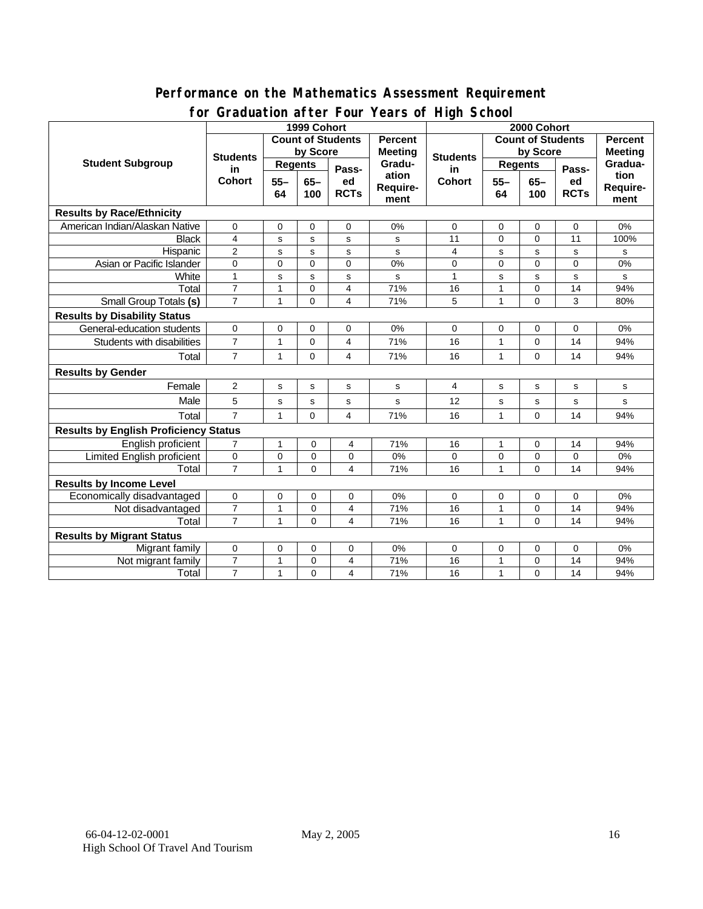## Performance on the Mathematics Assessment Requirement for Graduation after Four Years of High School

| Student Subgroup | 1999 Cohort | | | | | 2000 Cohort | | | | |
|---|---|---|---|---|---|---|---|---|---|---|
| | Students in Cohort | Count of Students by Score | | | Percent Meeting Graduation Requirement | Students in Cohort | Count of Students by Score | | | Percent Meeting Graduation Requirement |
| | | Regents 55–64 | Regents 65–100 | Passed RCTs | | | Regents 55–64 | Regents 65–100 | Passed RCTs | |
| **Results by Race/Ethnicity** | | | | | | | | | | |
| American Indian/Alaskan Native | 0 | 0 | 0 | 0 | 0% | 0 | 0 | 0 | 0 | 0% |
| Black | 4 | s | s | s | s | 11 | 0 | 0 | 11 | 100% |
| Hispanic | 2 | s | s | s | s | 4 | s | s | s | s |
| Asian or Pacific Islander | 0 | 0 | 0 | 0 | 0% | 0 | 0 | 0 | 0 | 0% |
| White | 1 | s | s | s | s | 1 | s | s | s | s |
| Total | 7 | 1 | 0 | 4 | 71% | 16 | 1 | 0 | 14 | 94% |
| Small Group Totals **(s)** | 7 | 1 | 0 | 4 | 71% | 5 | 1 | 0 | 3 | 80% |
| **Results by Disability Status** | | | | | | | | | | |
| General-education students | 0 | 0 | 0 | 0 | 0% | 0 | 0 | 0 | 0 | 0% |
| Students with disabilities | 7 | 1 | 0 | 4 | 71% | 16 | 1 | 0 | 14 | 94% |
| Total | 7 | 1 | 0 | 4 | 71% | 16 | 1 | 0 | 14 | 94% |
| **Results by Gender** | | | | | | | | | | |
| Female | 2 | s | s | s | s | 4 | s | s | s | s |
| Male | 5 | s | s | s | s | 12 | s | s | s | s |
| Total | 7 | 1 | 0 | 4 | 71% | 16 | 1 | 0 | 14 | 94% |
| **Results by English Proficiency Status** | | | | | | | | | | |
| English proficient | 7 | 1 | 0 | 4 | 71% | 16 | 1 | 0 | 14 | 94% |
| Limited English proficient | 0 | 0 | 0 | 0 | 0% | 0 | 0 | 0 | 0 | 0% |
| Total | 7 | 1 | 0 | 4 | 71% | 16 | 1 | 0 | 14 | 94% |
| **Results by Income Level** | | | | | | | | | | |
| Economically disadvantaged | 0 | 0 | 0 | 0 | 0% | 0 | 0 | 0 | 0 | 0% |
| Not disadvantaged | 7 | 1 | 0 | 4 | 71% | 16 | 1 | 0 | 14 | 94% |
| Total | 7 | 1 | 0 | 4 | 71% | 16 | 1 | 0 | 14 | 94% |
| **Results by Migrant Status** | | | | | | | | | | |
| Migrant family | 0 | 0 | 0 | 0 | 0% | 0 | 0 | 0 | 0 | 0% |
| Not migrant family | 7 | 1 | 0 | 4 | 71% | 16 | 1 | 0 | 14 | 94% |
| Total | 7 | 1 | 0 | 4 | 71% | 16 | 1 | 0 | 14 | 94% |

66-04-12-02-0001 May 2, 2005
High School Of Travel And Tourism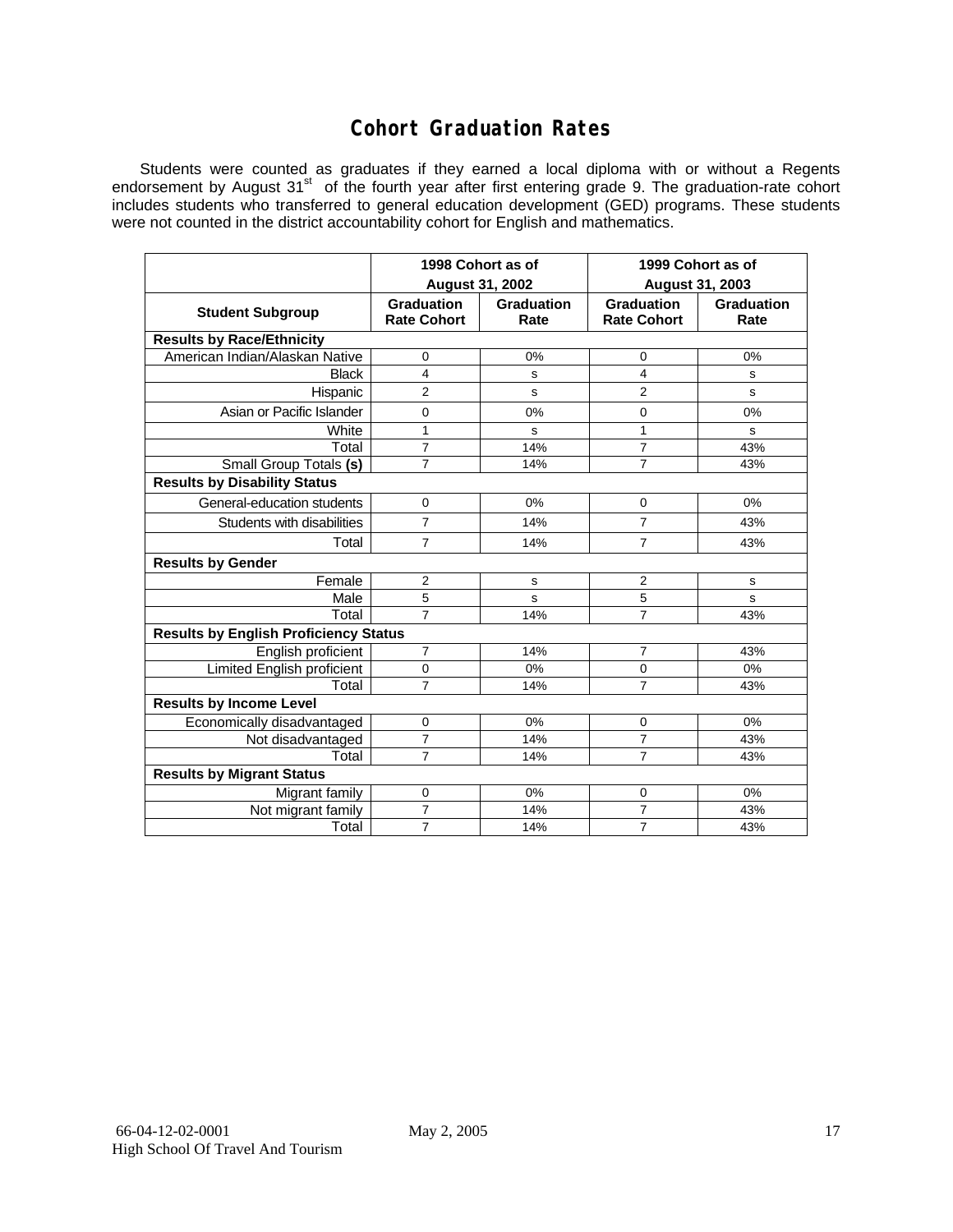# Cohort Graduation Rates

Students were counted as graduates if they earned a local diploma with or without a Regents endorsement by August 31st of the fourth year after first entering grade 9. The graduation-rate cohort includes students who transferred to general education development (GED) programs. These students were not counted in the district accountability cohort for English and mathematics.

| Student Subgroup | 1998 Cohort as of August 31, 2002 | | 1999 Cohort as of August 31, 2003 | |
|---|---|---|---|---|
| | Graduation Rate Cohort | Graduation Rate | Graduation Rate Cohort | Graduation Rate |
| **Results by Race/Ethnicity** | | | | |
| American Indian/Alaskan Native | 0 | 0% | 0 | 0% |
| Black | 4 | s | 4 | s |
| Hispanic | 2 | s | 2 | s |
| Asian or Pacific Islander | 0 | 0% | 0 | 0% |
| White | 1 | s | 1 | s |
| Total | 7 | 14% | 7 | 43% |
| Small Group Totals **(s)** | 7 | 14% | 7 | 43% |
| **Results by Disability Status** | | | | |
| General-education students | 0 | 0% | 0 | 0% |
| Students with disabilities | 7 | 14% | 7 | 43% |
| Total | 7 | 14% | 7 | 43% |
| **Results by Gender** | | | | |
| Female | 2 | s | 2 | s |
| Male | 5 | s | 5 | s |
| Total | 7 | 14% | 7 | 43% |
| **Results by English Proficiency Status** | | | | |
| English proficient | 7 | 14% | 7 | 43% |
| Limited English proficient | 0 | 0% | 0 | 0% |
| Total | 7 | 14% | 7 | 43% |
| **Results by Income Level** | | | | |
| Economically disadvantaged | 0 | 0% | 0 | 0% |
| Not disadvantaged | 7 | 14% | 7 | 43% |
| Total | 7 | 14% | 7 | 43% |
| **Results by Migrant Status** | | | | |
| Migrant family | 0 | 0% | 0 | 0% |
| Not migrant family | 7 | 14% | 7 | 43% |
| Total | 7 | 14% | 7 | 43% |

66-04-12-02-0001 May 2, 2005
High School Of Travel And Tourism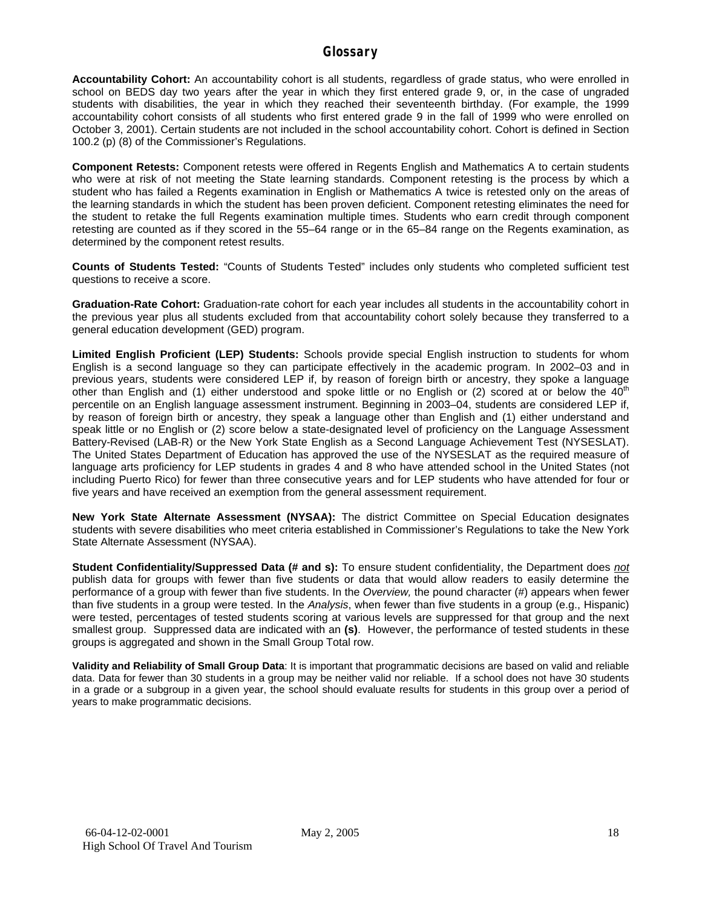# Glossary

**Accountability Cohort:** An accountability cohort is all students, regardless of grade status, who were enrolled in school on BEDS day two years after the year in which they first entered grade 9, or, in the case of ungraded students with disabilities, the year in which they reached their seventeenth birthday. (For example, the 1999 accountability cohort consists of all students who first entered grade 9 in the fall of 1999 who were enrolled on October 3, 2001). Certain students are not included in the school accountability cohort. Cohort is defined in Section 100.2 (p) (8) of the Commissioner's Regulations.

**Component Retests:** Component retests were offered in Regents English and Mathematics A to certain students who were at risk of not meeting the State learning standards. Component retesting is the process by which a student who has failed a Regents examination in English or Mathematics A twice is retested only on the areas of the learning standards in which the student has been proven deficient. Component retesting eliminates the need for the student to retake the full Regents examination multiple times. Students who earn credit through component retesting are counted as if they scored in the 55–64 range or in the 65–84 range on the Regents examination, as determined by the component retest results.

**Counts of Students Tested:** "Counts of Students Tested" includes only students who completed sufficient test questions to receive a score.

**Graduation-Rate Cohort:** Graduation-rate cohort for each year includes all students in the accountability cohort in the previous year plus all students excluded from that accountability cohort solely because they transferred to a general education development (GED) program.

**Limited English Proficient (LEP) Students:** Schools provide special English instruction to students for whom English is a second language so they can participate effectively in the academic program. In 2002–03 and in previous years, students were considered LEP if, by reason of foreign birth or ancestry, they spoke a language other than English and (1) either understood and spoke little or no English or (2) scored at or below the 40th percentile on an English language assessment instrument. Beginning in 2003–04, students are considered LEP if, by reason of foreign birth or ancestry, they speak a language other than English and (1) either understand and speak little or no English or (2) score below a state-designated level of proficiency on the Language Assessment Battery-Revised (LAB-R) or the New York State English as a Second Language Achievement Test (NYSESLAT). The United States Department of Education has approved the use of the NYSESLAT as the required measure of language arts proficiency for LEP students in grades 4 and 8 who have attended school in the United States (not including Puerto Rico) for fewer than three consecutive years and for LEP students who have attended for four or five years and have received an exemption from the general assessment requirement.

**New York State Alternate Assessment (NYSAA):** The district Committee on Special Education designates students with severe disabilities who meet criteria established in Commissioner's Regulations to take the New York State Alternate Assessment (NYSAA).

**Student Confidentiality/Suppressed Data (# and s):** To ensure student confidentiality, the Department does *not* publish data for groups with fewer than five students or data that would allow readers to easily determine the performance of a group with fewer than five students. In the *Overview,* the pound character (#) appears when fewer than five students in a group were tested. In the *Analysis*, when fewer than five students in a group (e.g., Hispanic) were tested, percentages of tested students scoring at various levels are suppressed for that group and the next smallest group. Suppressed data are indicated with an **(s)**. However, the performance of tested students in these groups is aggregated and shown in the Small Group Total row.

**Validity and Reliability of Small Group Data**: It is important that programmatic decisions are based on valid and reliable data. Data for fewer than 30 students in a group may be neither valid nor reliable. If a school does not have 30 students in a grade or a subgroup in a given year, the school should evaluate results for students in this group over a period of years to make programmatic decisions.

66-04-12-02-0001 May 2, 2005
High School Of Travel And Tourism